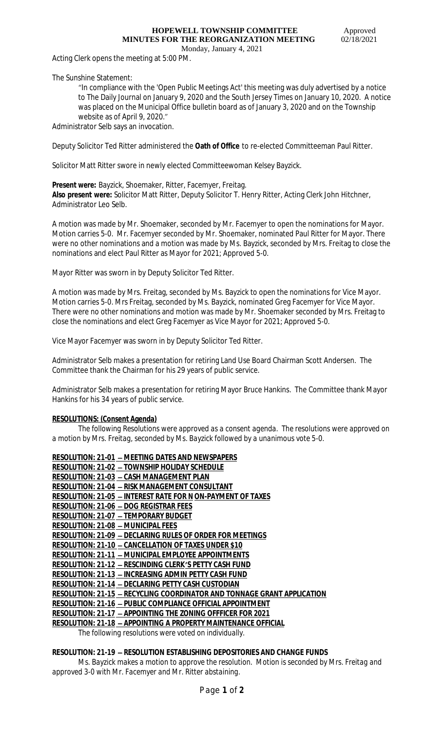# HOPEWELL TOWNSHIP COMMITTEE
## MINUTES FOR THE REORGANIZATION MEETING

Approved 02/18/2021

Monday, January 4, 2021

Acting Clerk opens the meeting at 5:00 PM.

The Sunshine Statement:

"In compliance with the 'Open Public Meetings Act' this meeting was duly advertised by a notice to The Daily Journal on January 9, 2020 and the South Jersey Times on January 10, 2020. A notice was placed on the Municipal Office bulletin board as of January 3, 2020 and on the Township website as of April 9, 2020."

Administrator Selb says an invocation.

Deputy Solicitor Ted Ritter administered the **Oath of Office** to re-elected Committeeman Paul Ritter.

Solicitor Matt Ritter swore in newly elected Committeewoman Kelsey Bayzick.

**Present were:** Bayzick, Shoemaker, Ritter, Facemyer, Freitag.
**Also present were:** Solicitor Matt Ritter, Deputy Solicitor T. Henry Ritter, Acting Clerk John Hitchner, Administrator Leo Selb.

A motion was made by Mr. Shoemaker, seconded by Mr. Facemyer to open the nominations for Mayor. Motion carries 5-0. Mr. Facemyer seconded by Mr. Shoemaker, nominated Paul Ritter for Mayor. There were no other nominations and a motion was made by Ms. Bayzick, seconded by Mrs. Freitag to close the nominations and elect Paul Ritter as Mayor for 2021; Approved 5-0.

Mayor Ritter was sworn in by Deputy Solicitor Ted Ritter.

A motion was made by Mrs. Freitag, seconded by Ms. Bayzick to open the nominations for Vice Mayor. Motion carries 5-0. Mrs Freitag, seconded by Ms. Bayzick, nominated Greg Facemyer for Vice Mayor. There were no other nominations and motion was made by Mr. Shoemaker seconded by Mrs. Freitag to close the nominations and elect Greg Facemyer as Vice Mayor for 2021; Approved 5-0.

Vice Mayor Facemyer was sworn in by Deputy Solicitor Ted Ritter.

Administrator Selb makes a presentation for retiring Land Use Board Chairman Scott Andersen. The Committee thank the Chairman for his 29 years of public service.

Administrator Selb makes a presentation for retiring Mayor Bruce Hankins. The Committee thank Mayor Hankins for his 34 years of public service.

**RESOLUTIONS: (Consent Agenda)**

*The following Resolutions were approved as a consent agenda. The resolutions were approved on a motion by Mrs. Freitag, seconded by Ms. Bayzick followed by a unanimous vote 5-0.*

**RESOLUTION: 21-01 – MEETING DATES AND NEWSPAPERS**
**RESOLUTION: 21-02 – TOWNSHIP HOLIDAY SCHEDULE**
**RESOLUTION: 21-03 – CASH MANAGEMENT PLAN**
**RESOLUTION: 21-04 – RISK MANAGEMENT CONSULTANT**
**RESOLUTION: 21-05 – INTEREST RATE FOR NON-PAYMENT OF TAXES**
**RESOLUTION: 21-06 – DOG REGISTRAR FEES**
**RESOLUTION: 21-07 – TEMPORARY BUDGET**
**RESOLUTION: 21-08 – MUNICIPAL FEES**
**RESOLUTION: 21-09 – DECLARING RULES OF ORDER FOR MEETINGS**
**RESOLUTION: 21-10 – CANCELLATION OF TAXES UNDER $10**
**RESOLUTION: 21-11 – MUNICIPAL EMPLOYEE APPOINTMENTS**
**RESOLUTION: 21-12 – RESCINDING CLERK'S PETTY CASH FUND**
**RESOLUTION: 21-13 – INCREASING ADMIN PETTY CASH FUND**
**RESOLUTION: 21-14 – DECLARING PETTY CASH CUSTODIAN**
**RESOLUTION: 21-15 – RECYCLING COORDINATOR AND TONNAGE GRANT APPLICATION**
**RESOLUTION: 21-16 – PUBLIC COMPLIANCE OFFICIAL APPOINTMENT**
**RESOLUTION: 21-17 – APPOINTING THE ZONING OFFFICER FOR 2021**
**RESOLUTION: 21-18 – APPOINTING A PROPERTY MAINTENANCE OFFICIAL**

*The following resolutions were voted on individually.*

**RESOLUTION: 21-19 – RESOLUTION ESTABLISHING DEPOSITORIES AND CHANGE FUNDS**

*Ms. Bayzick makes a motion to approve the resolution. Motion is seconded by Mrs. Freitag and approved 3-0 with Mr. Facemyer and Mr. Ritter abstaining.*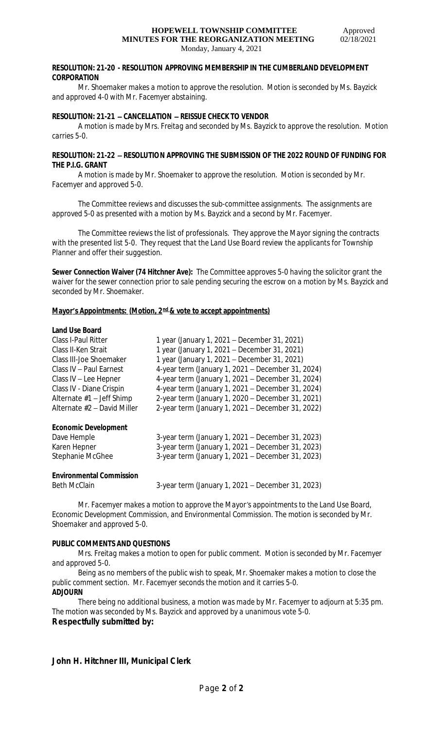**RESOLUTION: 21-20 - RESOLUTION APPROVING MEMBERSHIP IN THE CUMBERLAND DEVELOPMENT CORPORATION**

*Mr. Shoemaker makes a motion to approve the resolution. Motion is seconded by Ms. Bayzick and approved 4-0 with Mr. Facemyer abstaining.*

**RESOLUTION: 21-21 – CANCELLATION – REISSUE CHECK TO VENDOR**

*A motion is made by Mrs. Freitag and seconded by Ms. Bayzick to approve the resolution. Motion carries 5-0.*

**RESOLUTION: 21-22 – RESOLUTION APPROVING THE SUBMISSION OF THE 2022 ROUND OF FUNDING FOR THE P.I.G. GRANT**

*A motion is made by Mr. Shoemaker to approve the resolution. Motion is seconded by Mr. Facemyer and approved 5-0.*

*The Committee reviews and discusses the sub-committee assignments. The assignments are approved 5-0 as presented with a motion by Ms. Bayzick and a second by Mr. Facemyer.*

*The Committee reviews the list of professionals. They approve the Mayor signing the contracts with the presented list 5-0. They request that the Land Use Board review the applicants for Township Planner and offer their suggestion.*

**Sewer Connection Waiver (74 Hitchner Ave):** *The Committee approves 5-0 having the solicitor grant the waiver for the sewer connection prior to sale pending securing the escrow on a motion by Ms. Bayzick and seconded by Mr. Shoemaker.*

**Mayor's Appointments: (Motion, 2nd & vote to accept appointments)**

**Land Use Board**

| | |
|---|---|
| Class I-Paul Ritter | 1 year (January 1, 2021 – December 31, 2021) |
| Class II-Ken Strait | 1 year (January 1, 2021 – December 31, 2021) |
| Class III-Joe Shoemaker | 1 year (January 1, 2021 – December 31, 2021) |
| Class IV – Paul Earnest | 4-year term (January 1, 2021 – December 31, 2024) |
| Class IV – Lee Hepner | 4-year term (January 1, 2021 – December 31, 2024) |
| Class IV - Diane Crispin | 4-year term (January 1, 2021 – December 31, 2024) |
| Alternate #1 – Jeff Shimp | 2-year term (January 1, 2020 – December 31, 2021) |
| Alternate #2 – David Miller | 2-year term (January 1, 2021 – December 31, 2022) |

**Economic Development**

| | |
|---|---|
| Dave Hemple | 3-year term (January 1, 2021 – December 31, 2023) |
| Karen Hepner | 3-year term (January 1, 2021 – December 31, 2023) |
| Stephanie McGhee | 3-year term (January 1, 2021 – December 31, 2023) |

**Environmental Commission**

| | |
|---|---|
| Beth McClain | 3-year term (January 1, 2021 – December 31, 2023) |

*Mr. Facemyer makes a motion to approve the Mayor's appointments to the Land Use Board, Economic Development Commission, and Environmental Commission. The motion is seconded by Mr. Shoemaker and approved 5-0.*

**PUBLIC COMMENTS AND QUESTIONS**

*Mrs. Freitag makes a motion to open for public comment. Motion is seconded by Mr. Facemyer and approved 5-0.*

*Being as no members of the public wish to speak, Mr. Shoemaker makes a motion to close the public comment section. Mr. Facemyer seconds the motion and it carries 5-0.*

**ADJOURN**

*There being no additional business, a motion was made by Mr. Facemyer to adjourn at 5:35 pm. The motion was seconded by Ms. Bayzick and approved by a unanimous vote 5-0.*

***Respectfully submitted by:***

***John H. Hitchner III, Municipal Clerk***